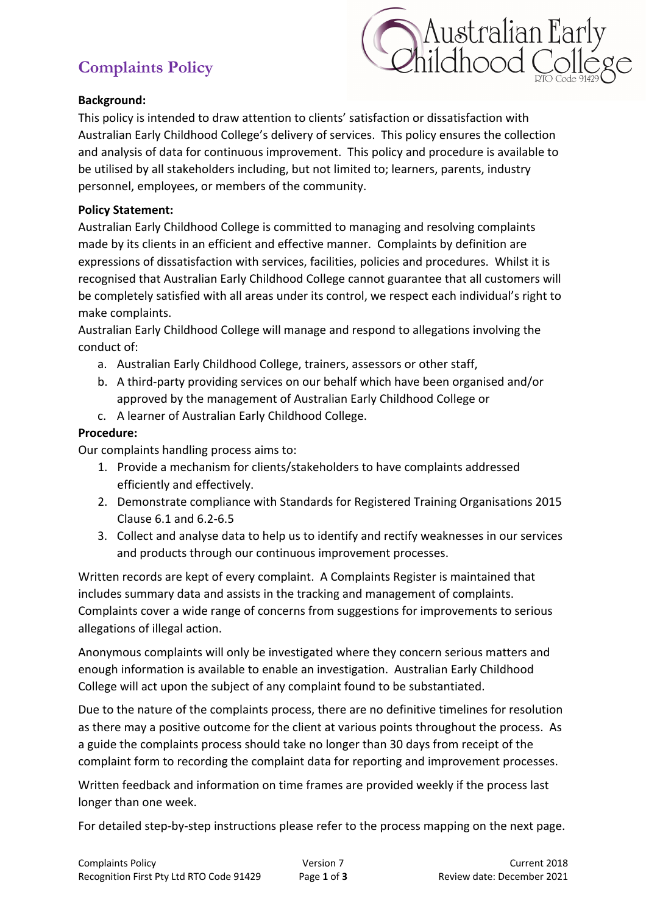# Complaints Policy

Australian Early Childhood College
RTO Code 91429

**Background:**

This policy is intended to draw attention to clients' satisfaction or dissatisfaction with Australian Early Childhood College's delivery of services. This policy ensures the collection and analysis of data for continuous improvement. This policy and procedure is available to be utilised by all stakeholders including, but not limited to; learners, parents, industry personnel, employees, or members of the community.

**Policy Statement:**

Australian Early Childhood College is committed to managing and resolving complaints made by its clients in an efficient and effective manner. Complaints by definition are expressions of dissatisfaction with services, facilities, policies and procedures. Whilst it is recognised that Australian Early Childhood College cannot guarantee that all customers will be completely satisfied with all areas under its control, we respect each individual's right to make complaints.

Australian Early Childhood College will manage and respond to allegations involving the conduct of:

a. Australian Early Childhood College, trainers, assessors or other staff,
b. A third-party providing services on our behalf which have been organised and/or approved by the management of Australian Early Childhood College or
c. A learner of Australian Early Childhood College.

**Procedure:**

Our complaints handling process aims to:

1. Provide a mechanism for clients/stakeholders to have complaints addressed efficiently and effectively.
2. Demonstrate compliance with Standards for Registered Training Organisations 2015 Clause 6.1 and 6.2-6.5
3. Collect and analyse data to help us to identify and rectify weaknesses in our services and products through our continuous improvement processes.

Written records are kept of every complaint. A Complaints Register is maintained that includes summary data and assists in the tracking and management of complaints. Complaints cover a wide range of concerns from suggestions for improvements to serious allegations of illegal action.

Anonymous complaints will only be investigated where they concern serious matters and enough information is available to enable an investigation. Australian Early Childhood College will act upon the subject of any complaint found to be substantiated.

Due to the nature of the complaints process, there are no definitive timelines for resolution as there may a positive outcome for the client at various points throughout the process. As a guide the complaints process should take no longer than 30 days from receipt of the complaint form to recording the complaint data for reporting and improvement processes.

Written feedback and information on time frames are provided weekly if the process last longer than one week.

For detailed step-by-step instructions please refer to the process mapping on the next page.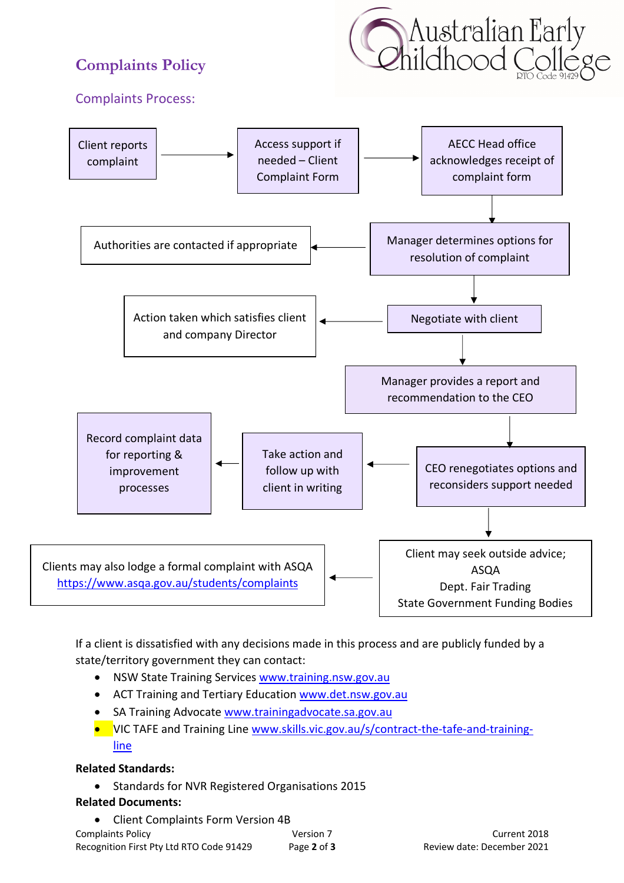# Complaints Policy

## Complaints Process:

- Client reports complaint → Access support if needed – Client Complaint Form → AECC Head office acknowledges receipt of complaint form
- AECC Head office acknowledges receipt of complaint form → Manager determines options for resolution of complaint
- Manager determines options for resolution of complaint → Authorities are contacted if appropriate
- Manager determines options for resolution of complaint → Negotiate with client
- Negotiate with client → Action taken which satisfies client and company Director
- Negotiate with client → Manager provides a report and recommendation to the CEO
- Manager provides a report and recommendation to the CEO → CEO renegotiates options and reconsiders support needed
- CEO renegotiates options and reconsiders support needed → Take action and follow up with client in writing → Record complaint data for reporting & improvement processes
- CEO renegotiates options and reconsiders support needed → Client may seek outside advice; ASQA, Dept. Fair Trading, State Government Funding Bodies
- Client may seek outside advice; ASQA, Dept. Fair Trading, State Government Funding Bodies → Clients may also lodge a formal complaint with ASQA https://www.asqa.gov.au/students/complaints

If a client is dissatisfied with any decisions made in this process and are publicly funded by a state/territory government they can contact:

- NSW State Training Services www.training.nsw.gov.au
- ACT Training and Tertiary Education www.det.nsw.gov.au
- SA Training Advocate www.trainingadvocate.sa.gov.au
- VIC TAFE and Training Line www.skills.vic.gov.au/s/contract-the-tafe-and-training-line

**Related Standards:**

- Standards for NVR Registered Organisations 2015

**Related Documents:**

- Client Complaints Form Version 4B